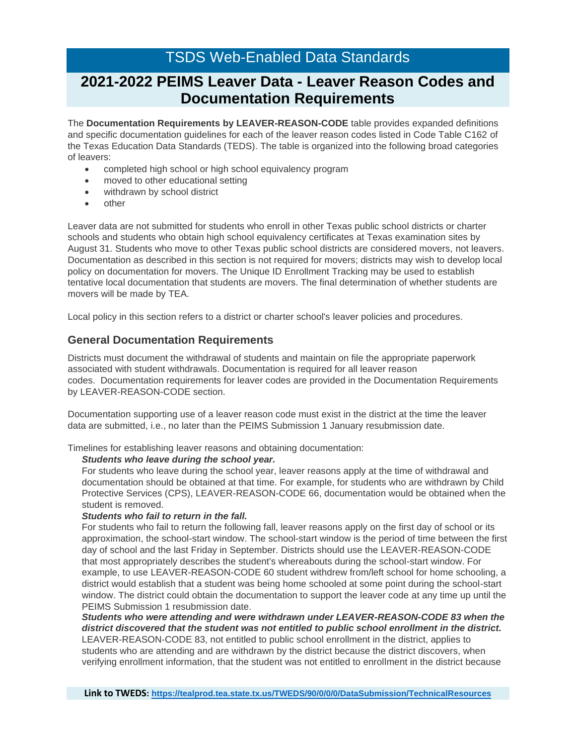# TSDS Web-Enabled Data Standards

## 2021-2022 PEIMS Leaver Data - Leaver Reason Codes and Documentation Requirements

The **Documentation Requirements by LEAVER-REASON-CODE** table provides expanded definitions and specific documentation guidelines for each of the leaver reason codes listed in Code Table C162 of the Texas Education Data Standards (TEDS). The table is organized into the following broad categories of leavers:

- completed high school or high school equivalency program
- moved to other educational setting
- withdrawn by school district
- other

Leaver data are not submitted for students who enroll in other Texas public school districts or charter schools and students who obtain high school equivalency certificates at Texas examination sites by August 31. Students who move to other Texas public school districts are considered movers, not leavers. Documentation as described in this section is not required for movers; districts may wish to develop local policy on documentation for movers. The Unique ID Enrollment Tracking may be used to establish tentative local documentation that students are movers. The final determination of whether students are movers will be made by TEA.

Local policy in this section refers to a district or charter school's leaver policies and procedures.

### General Documentation Requirements

Districts must document the withdrawal of students and maintain on file the appropriate paperwork associated with student withdrawals. Documentation is required for all leaver reason codes. Documentation requirements for leaver codes are provided in the Documentation Requirements by LEAVER-REASON-CODE section.

Documentation supporting use of a leaver reason code must exist in the district at the time the leaver data are submitted, i.e., no later than the PEIMS Submission 1 January resubmission date.

Timelines for establishing leaver reasons and obtaining documentation:

***Students who leave during the school year.***
For students who leave during the school year, leaver reasons apply at the time of withdrawal and documentation should be obtained at that time. For example, for students who are withdrawn by Child Protective Services (CPS), LEAVER-REASON-CODE 66, documentation would be obtained when the student is removed.

***Students who fail to return in the fall.***
For students who fail to return the following fall, leaver reasons apply on the first day of school or its approximation, the school-start window. The school-start window is the period of time between the first day of school and the last Friday in September. Districts should use the LEAVER-REASON-CODE that most appropriately describes the student's whereabouts during the school-start window. For example, to use LEAVER-REASON-CODE 60 student withdrew from/left school for home schooling, a district would establish that a student was being home schooled at some point during the school-start window. The district could obtain the documentation to support the leaver code at any time up until the PEIMS Submission 1 resubmission date.

***Students who were attending and were withdrawn under LEAVER-REASON-CODE 83 when the district discovered that the student was not entitled to public school enrollment in the district.***
LEAVER-REASON-CODE 83, not entitled to public school enrollment in the district, applies to students who are attending and are withdrawn by the district because the district discovers, when verifying enrollment information, that the student was not entitled to enrollment in the district because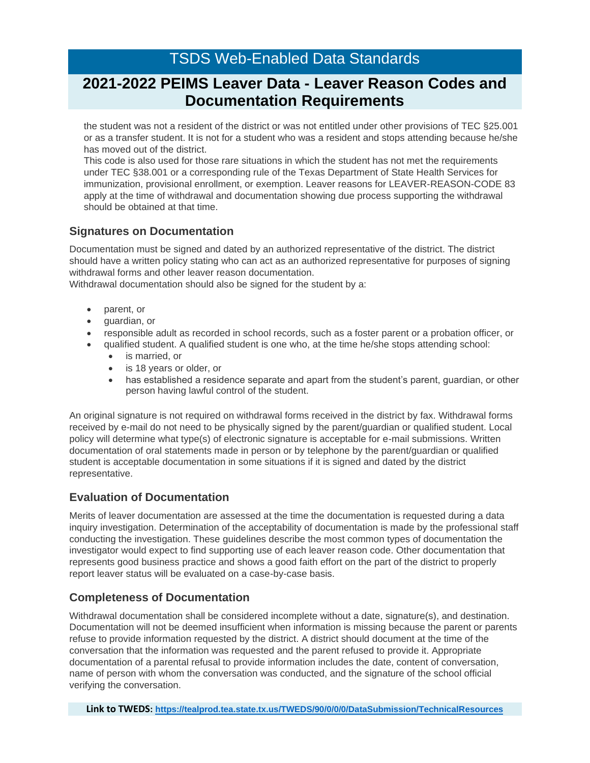the student was not a resident of the district or was not entitled under other provisions of TEC §25.001 or as a transfer student. It is not for a student who was a resident and stops attending because he/she has moved out of the district.

This code is also used for those rare situations in which the student has not met the requirements under TEC §38.001 or a corresponding rule of the Texas Department of State Health Services for immunization, provisional enrollment, or exemption. Leaver reasons for LEAVER-REASON-CODE 83 apply at the time of withdrawal and documentation showing due process supporting the withdrawal should be obtained at that time.

## Signatures on Documentation

Documentation must be signed and dated by an authorized representative of the district. The district should have a written policy stating who can act as an authorized representative for purposes of signing withdrawal forms and other leaver reason documentation.

Withdrawal documentation should also be signed for the student by a:

- parent, or
- guardian, or
- responsible adult as recorded in school records, such as a foster parent or a probation officer, or
- qualified student. A qualified student is one who, at the time he/she stops attending school:
  - is married, or
  - is 18 years or older, or
  - has established a residence separate and apart from the student's parent, guardian, or other person having lawful control of the student.

An original signature is not required on withdrawal forms received in the district by fax. Withdrawal forms received by e-mail do not need to be physically signed by the parent/guardian or qualified student. Local policy will determine what type(s) of electronic signature is acceptable for e-mail submissions. Written documentation of oral statements made in person or by telephone by the parent/guardian or qualified student is acceptable documentation in some situations if it is signed and dated by the district representative.

## Evaluation of Documentation

Merits of leaver documentation are assessed at the time the documentation is requested during a data inquiry investigation. Determination of the acceptability of documentation is made by the professional staff conducting the investigation. These guidelines describe the most common types of documentation the investigator would expect to find supporting use of each leaver reason code. Other documentation that represents good business practice and shows a good faith effort on the part of the district to properly report leaver status will be evaluated on a case-by-case basis.

## Completeness of Documentation

Withdrawal documentation shall be considered incomplete without a date, signature(s), and destination. Documentation will not be deemed insufficient when information is missing because the parent or parents refuse to provide information requested by the district. A district should document at the time of the conversation that the information was requested and the parent refused to provide it. Appropriate documentation of a parental refusal to provide information includes the date, content of conversation, name of person with whom the conversation was conducted, and the signature of the school official verifying the conversation.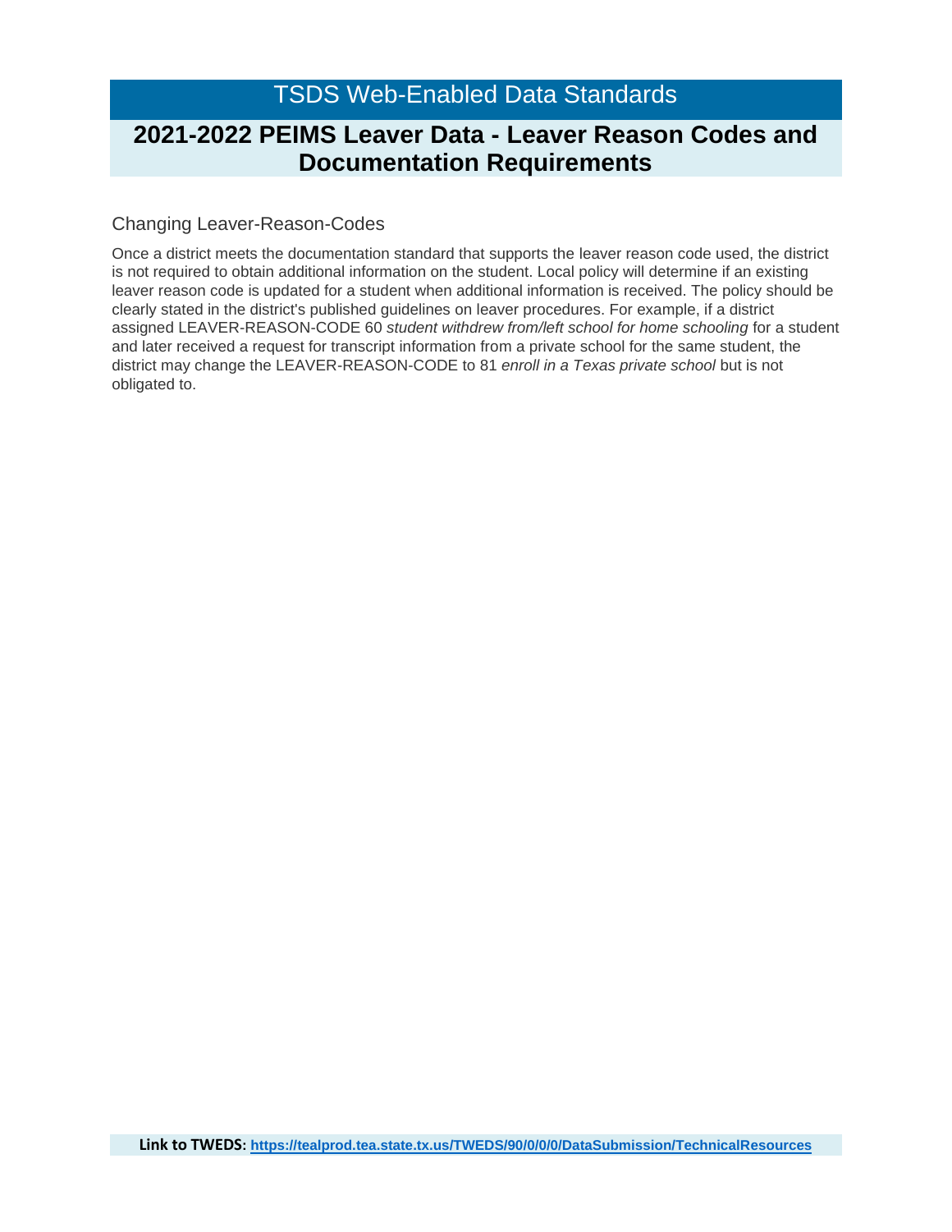# TSDS Web-Enabled Data Standards

## 2021-2022 PEIMS Leaver Data - Leaver Reason Codes and Documentation Requirements

### Changing Leaver-Reason-Codes

Once a district meets the documentation standard that supports the leaver reason code used, the district is not required to obtain additional information on the student. Local policy will determine if an existing leaver reason code is updated for a student when additional information is received. The policy should be clearly stated in the district's published guidelines on leaver procedures. For example, if a district assigned LEAVER-REASON-CODE 60 *student withdrew from/left school for home schooling* for a student and later received a request for transcript information from a private school for the same student, the district may change the LEAVER-REASON-CODE to 81 *enroll in a Texas private school* but is not obligated to.

**Link to TWEDS:** https://tealprod.tea.state.tx.us/TWEDS/90/0/0/0/DataSubmission/TechnicalResources